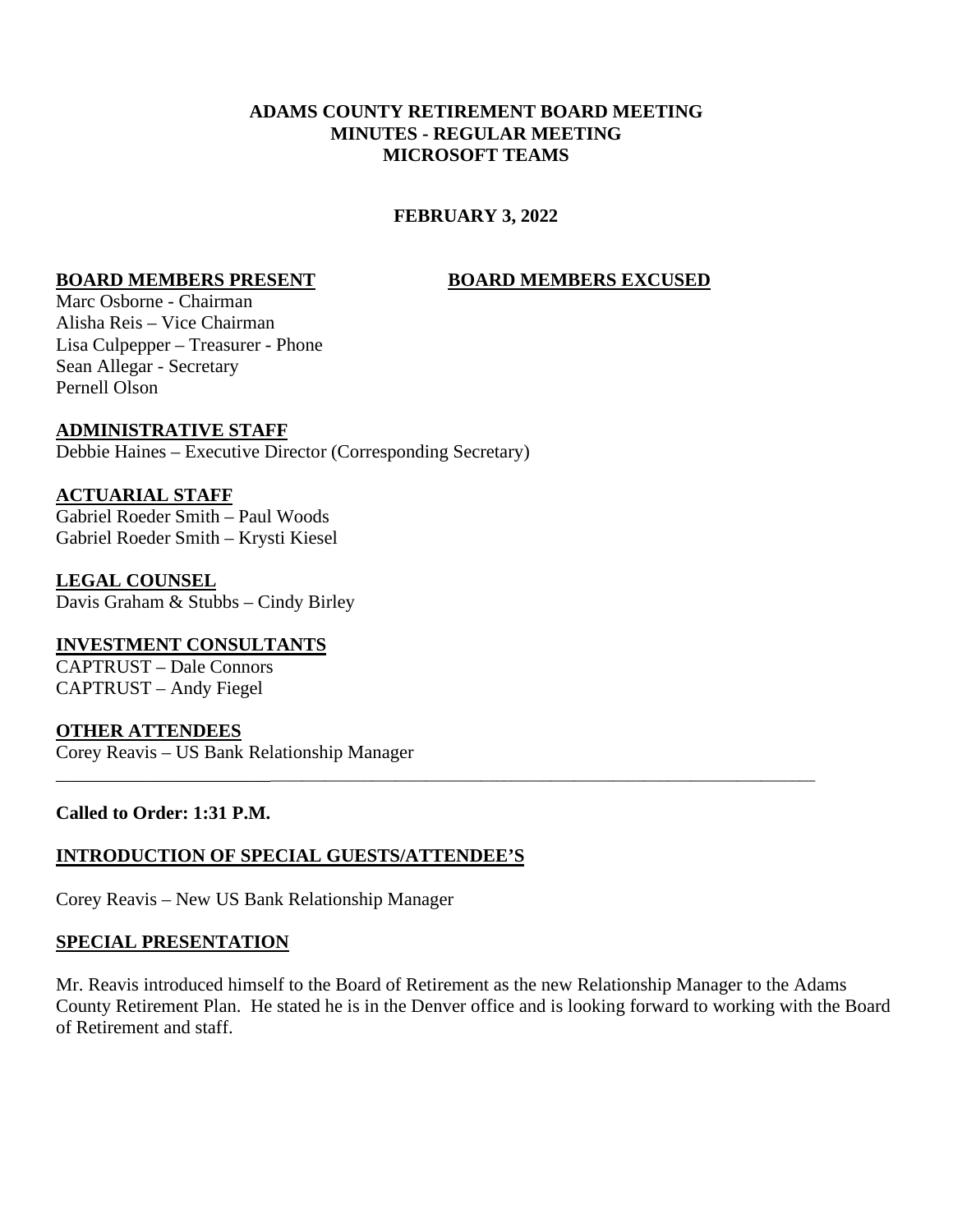**ADAMS COUNTY RETIREMENT BOARD MEETING**
**MINUTES - REGULAR MEETING**
**MICROSOFT TEAMS**

**FEBRUARY 3, 2022**

**BOARD MEMBERS PRESENT**

Marc Osborne - Chairman
Alisha Reis – Vice Chairman
Lisa Culpepper – Treasurer - Phone
Sean Allegar - Secretary
Pernell Olson

**BOARD MEMBERS EXCUSED**

**ADMINISTRATIVE STAFF**

Debbie Haines – Executive Director (Corresponding Secretary)

**ACTUARIAL STAFF**

Gabriel Roeder Smith – Paul Woods
Gabriel Roeder Smith – Krysti Kiesel

**LEGAL COUNSEL**

Davis Graham & Stubbs – Cindy Birley

**INVESTMENT CONSULTANTS**

CAPTRUST – Dale Connors
CAPTRUST – Andy Fiegel

**OTHER ATTENDEES**

Corey Reavis – US Bank Relationship Manager

---

**Called to Order: 1:31 P.M.**

**INTRODUCTION OF SPECIAL GUESTS/ATTENDEE'S**

Corey Reavis – New US Bank Relationship Manager

**SPECIAL PRESENTATION**

Mr. Reavis introduced himself to the Board of Retirement as the new Relationship Manager to the Adams County Retirement Plan. He stated he is in the Denver office and is looking forward to working with the Board of Retirement and staff.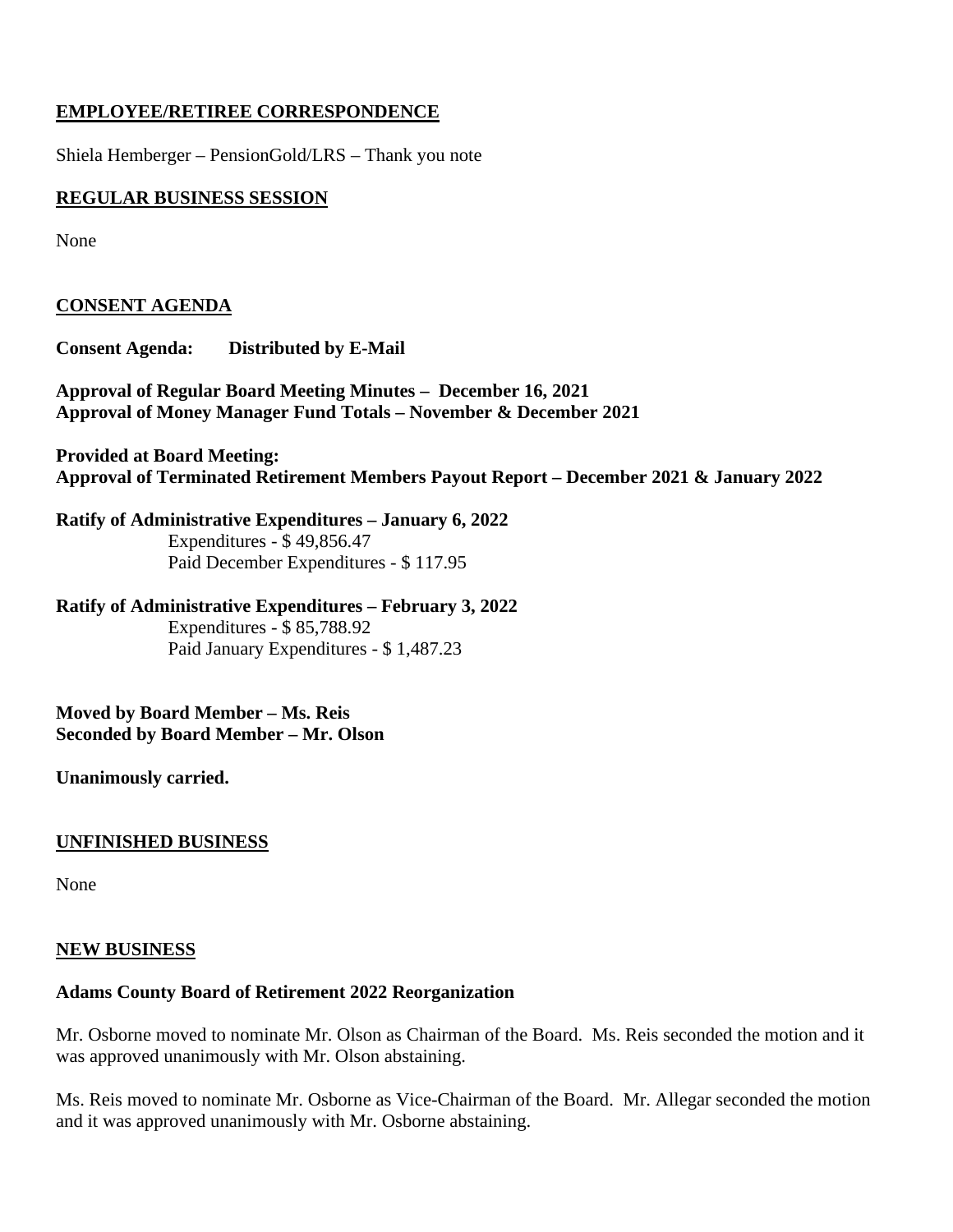## EMPLOYEE/RETIREE CORRESPONDENCE

Shiela Hemberger – PensionGold/LRS – Thank you note

## REGULAR BUSINESS SESSION

None

## CONSENT AGENDA

**Consent Agenda: Distributed by E-Mail**

**Approval of Regular Board Meeting Minutes – December 16, 2021**
**Approval of Money Manager Fund Totals – November & December 2021**

**Provided at Board Meeting:**
**Approval of Terminated Retirement Members Payout Report – December 2021 & January 2022**

**Ratify of Administrative Expenditures – January 6, 2022**
Expenditures - $ 49,856.47
Paid December Expenditures - $ 117.95

**Ratify of Administrative Expenditures – February 3, 2022**
Expenditures - $ 85,788.92
Paid January Expenditures - $ 1,487.23

**Moved by Board Member – Ms. Reis**
**Seconded by Board Member – Mr. Olson**

**Unanimously carried.**

## UNFINISHED BUSINESS

None

## NEW BUSINESS

**Adams County Board of Retirement 2022 Reorganization**

Mr. Osborne moved to nominate Mr. Olson as Chairman of the Board. Ms. Reis seconded the motion and it was approved unanimously with Mr. Olson abstaining.

Ms. Reis moved to nominate Mr. Osborne as Vice-Chairman of the Board. Mr. Allegar seconded the motion and it was approved unanimously with Mr. Osborne abstaining.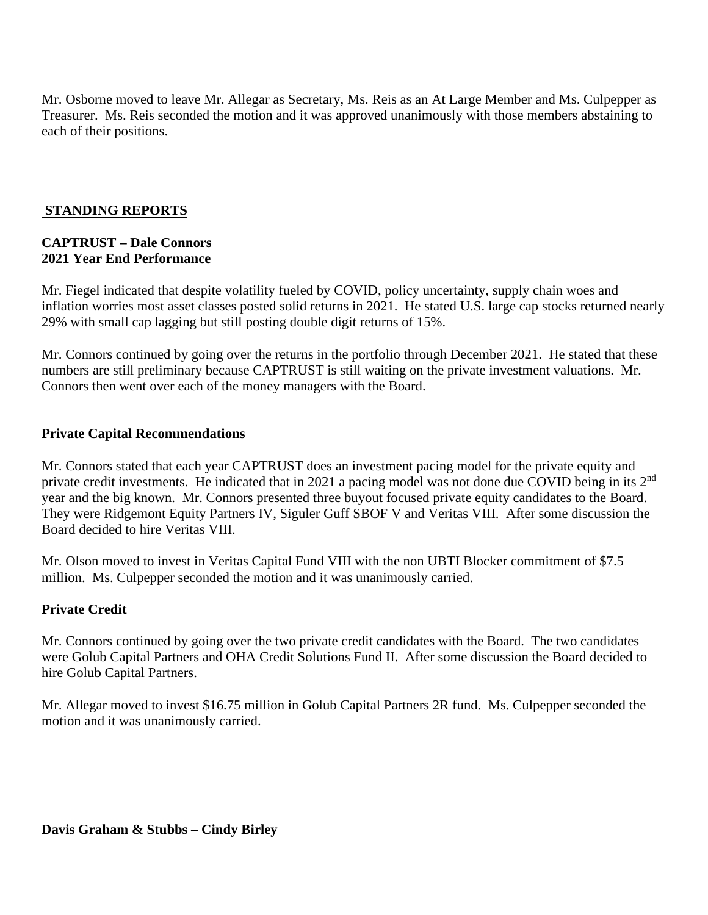Mr. Osborne moved to leave Mr. Allegar as Secretary, Ms. Reis as an At Large Member and Ms. Culpepper as Treasurer. Ms. Reis seconded the motion and it was approved unanimously with those members abstaining to each of their positions.

## STANDING REPORTS

**CAPTRUST – Dale Connors**
**2021 Year End Performance**

Mr. Fiegel indicated that despite volatility fueled by COVID, policy uncertainty, supply chain woes and inflation worries most asset classes posted solid returns in 2021. He stated U.S. large cap stocks returned nearly 29% with small cap lagging but still posting double digit returns of 15%.

Mr. Connors continued by going over the returns in the portfolio through December 2021. He stated that these numbers are still preliminary because CAPTRUST is still waiting on the private investment valuations. Mr. Connors then went over each of the money managers with the Board.

**Private Capital Recommendations**

Mr. Connors stated that each year CAPTRUST does an investment pacing model for the private equity and private credit investments. He indicated that in 2021 a pacing model was not done due COVID being in its 2nd year and the big known. Mr. Connors presented three buyout focused private equity candidates to the Board. They were Ridgemont Equity Partners IV, Siguler Guff SBOF V and Veritas VIII. After some discussion the Board decided to hire Veritas VIII.

Mr. Olson moved to invest in Veritas Capital Fund VIII with the non UBTI Blocker commitment of $7.5 million. Ms. Culpepper seconded the motion and it was unanimously carried.

**Private Credit**

Mr. Connors continued by going over the two private credit candidates with the Board. The two candidates were Golub Capital Partners and OHA Credit Solutions Fund II. After some discussion the Board decided to hire Golub Capital Partners.

Mr. Allegar moved to invest $16.75 million in Golub Capital Partners 2R fund. Ms. Culpepper seconded the motion and it was unanimously carried.

**Davis Graham & Stubbs – Cindy Birley**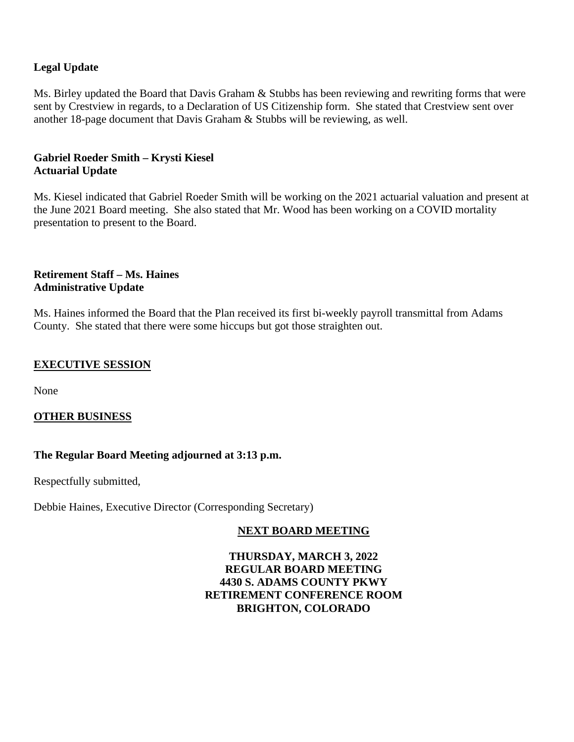**Legal Update**

Ms. Birley updated the Board that Davis Graham & Stubbs has been reviewing and rewriting forms that were sent by Crestview in regards, to a Declaration of US Citizenship form. She stated that Crestview sent over another 18-page document that Davis Graham & Stubbs will be reviewing, as well.

**Gabriel Roeder Smith – Krysti Kiesel**
**Actuarial Update**

Ms. Kiesel indicated that Gabriel Roeder Smith will be working on the 2021 actuarial valuation and present at the June 2021 Board meeting. She also stated that Mr. Wood has been working on a COVID mortality presentation to present to the Board.

**Retirement Staff – Ms. Haines**
**Administrative Update**

Ms. Haines informed the Board that the Plan received its first bi-weekly payroll transmittal from Adams County. She stated that there were some hiccups but got those straighten out.

## EXECUTIVE SESSION

None

## OTHER BUSINESS

**The Regular Board Meeting adjourned at 3:13 p.m.**

Respectfully submitted,

Debbie Haines, Executive Director (Corresponding Secretary)

**NEXT BOARD MEETING**

**THURSDAY, MARCH 3, 2022**
**REGULAR BOARD MEETING**
**4430 S. ADAMS COUNTY PKWY**
**RETIREMENT CONFERENCE ROOM**
**BRIGHTON, COLORADO**